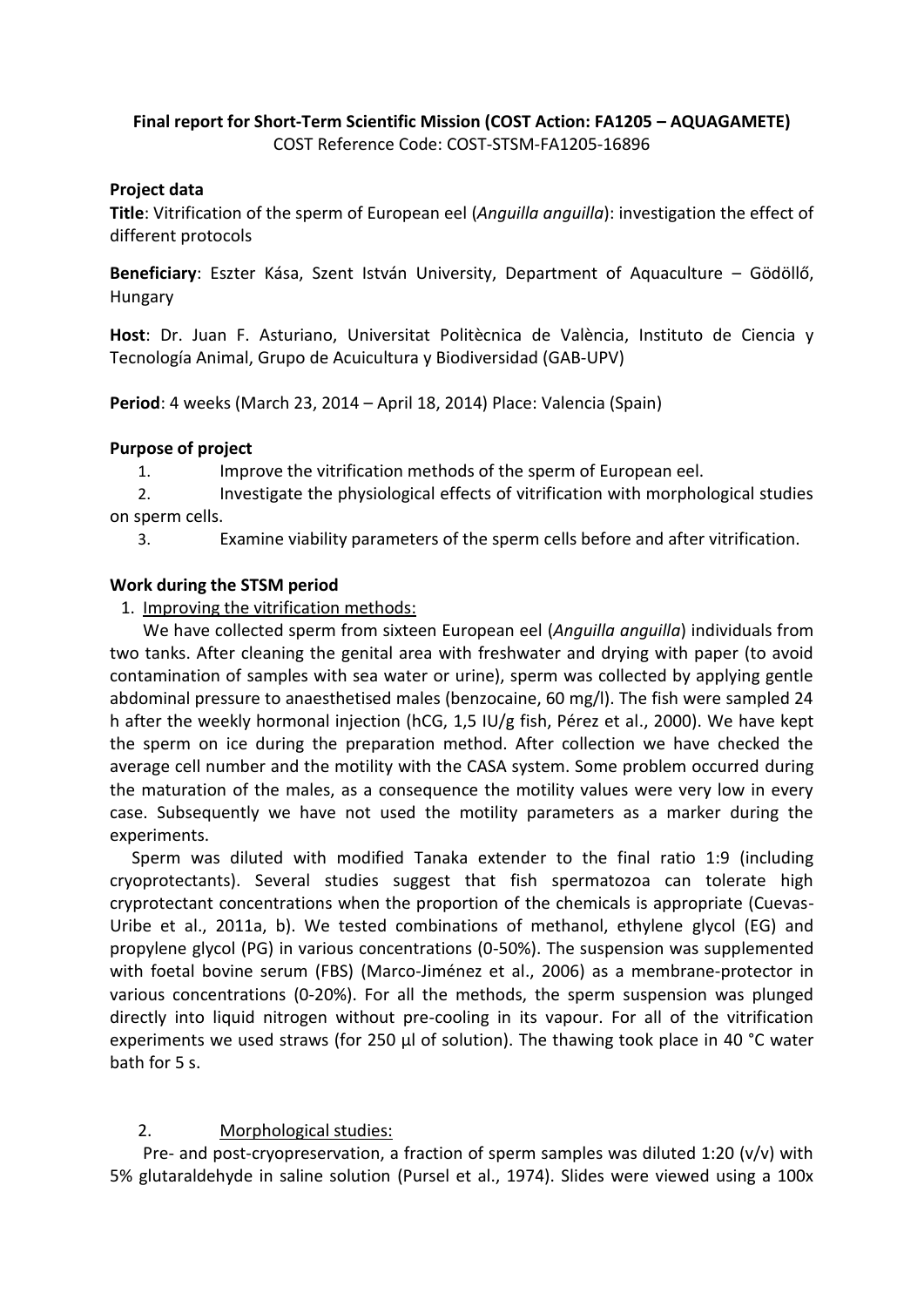**Final report for Short-Term Scientific Mission (COST Action: FA1205 – AQUAGAMETE)**
COST Reference Code: COST-STSM-FA1205-16896

**Project data**

**Title**: Vitrification of the sperm of European eel (*Anguilla anguilla*): investigation the effect of different protocols

**Beneficiary**: Eszter Kása, Szent István University, Department of Aquaculture – Gödöllő, Hungary

**Host**: Dr. Juan F. Asturiano, Universitat Politècnica de València, Instituto de Ciencia y Tecnología Animal, Grupo de Acuicultura y Biodiversidad (GAB-UPV)

**Period**: 4 weeks (March 23, 2014 – April 18, 2014) Place: Valencia (Spain)

**Purpose of project**

1. Improve the vitrification methods of the sperm of European eel.
2. Investigate the physiological effects of vitrification with morphological studies on sperm cells.
3. Examine viability parameters of the sperm cells before and after vitrification.

**Work during the STSM period**

1. Improving the vitrification methods:

We have collected sperm from sixteen European eel (*Anguilla anguilla*) individuals from two tanks. After cleaning the genital area with freshwater and drying with paper (to avoid contamination of samples with sea water or urine), sperm was collected by applying gentle abdominal pressure to anaesthetised males (benzocaine, 60 mg/l). The fish were sampled 24 h after the weekly hormonal injection (hCG, 1,5 IU/g fish, Pérez et al., 2000). We have kept the sperm on ice during the preparation method. After collection we have checked the average cell number and the motility with the CASA system. Some problem occurred during the maturation of the males, as a consequence the motility values were very low in every case. Subsequently we have not used the motility parameters as a marker during the experiments.

Sperm was diluted with modified Tanaka extender to the final ratio 1:9 (including cryoprotectants). Several studies suggest that fish spermatozoa can tolerate high cryprotectant concentrations when the proportion of the chemicals is appropriate (Cuevas-Uribe et al., 2011a, b). We tested combinations of methanol, ethylene glycol (EG) and propylene glycol (PG) in various concentrations (0-50%). The suspension was supplemented with foetal bovine serum (FBS) (Marco-Jiménez et al., 2006) as a membrane-protector in various concentrations (0-20%). For all the methods, the sperm suspension was plunged directly into liquid nitrogen without pre-cooling in its vapour. For all of the vitrification experiments we used straws (for 250 µl of solution). The thawing took place in 40 °C water bath for 5 s.

2. Morphological studies:

Pre- and post-cryopreservation, a fraction of sperm samples was diluted 1:20 (v/v) with 5% glutaraldehyde in saline solution (Pursel et al., 1974). Slides were viewed using a 100x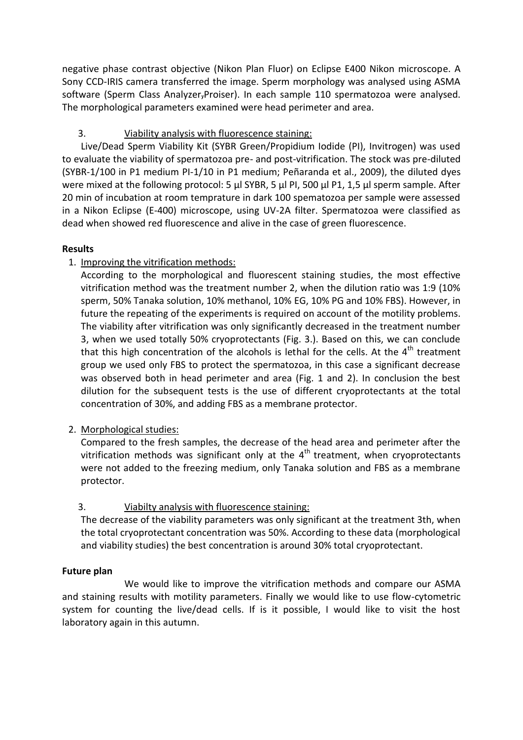negative phase contrast objective (Nikon Plan Fluor) on Eclipse E400 Nikon microscope. A Sony CCD-IRIS camera transferred the image. Sperm morphology was analysed using ASMA software (Sperm Class Analyzer,Proiser). In each sample 110 spermatozoa were analysed. The morphological parameters examined were head perimeter and area.

3. Viability analysis with fluorescence staining:

Live/Dead Sperm Viability Kit (SYBR Green/Propidium Iodide (PI), Invitrogen) was used to evaluate the viability of spermatozoa pre- and post-vitrification. The stock was pre-diluted (SYBR-1/100 in P1 medium PI-1/10 in P1 medium; Peñaranda et al., 2009), the diluted dyes were mixed at the following protocol: 5 µl SYBR, 5 µl PI, 500 µl P1, 1,5 µl sperm sample. After 20 min of incubation at room temprature in dark 100 spematozoa per sample were assessed in a Nikon Eclipse (E-400) microscope, using UV-2A filter. Spermatozoa were classified as dead when showed red fluorescence and alive in the case of green fluorescence.

**Results**

1. Improving the vitrification methods:

   According to the morphological and fluorescent staining studies, the most effective vitrification method was the treatment number 2, when the dilution ratio was 1:9 (10% sperm, 50% Tanaka solution, 10% methanol, 10% EG, 10% PG and 10% FBS). However, in future the repeating of the experiments is required on account of the motility problems. The viability after vitrification was only significantly decreased in the treatment number 3, when we used totally 50% cryoprotectants (Fig. 3.). Based on this, we can conclude that this high concentration of the alcohols is lethal for the cells. At the 4th treatment group we used only FBS to protect the spermatozoa, in this case a significant decrease was observed both in head perimeter and area (Fig. 1 and 2). In conclusion the best dilution for the subsequent tests is the use of different cryoprotectants at the total concentration of 30%, and adding FBS as a membrane protector.

2. Morphological studies:

   Compared to the fresh samples, the decrease of the head area and perimeter after the vitrification methods was significant only at the 4th treatment, when cryoprotectants were not added to the freezing medium, only Tanaka solution and FBS as a membrane protector.

3. Viabilty analysis with fluorescence staining:

   The decrease of the viability parameters was only significant at the treatment 3th, when the total cryoprotectant concentration was 50%. According to these data (morphological and viability studies) the best concentration is around 30% total cryoprotectant.

**Future plan**

We would like to improve the vitrification methods and compare our ASMA and staining results with motility parameters. Finally we would like to use flow-cytometric system for counting the live/dead cells. If is it possible, I would like to visit the host laboratory again in this autumn.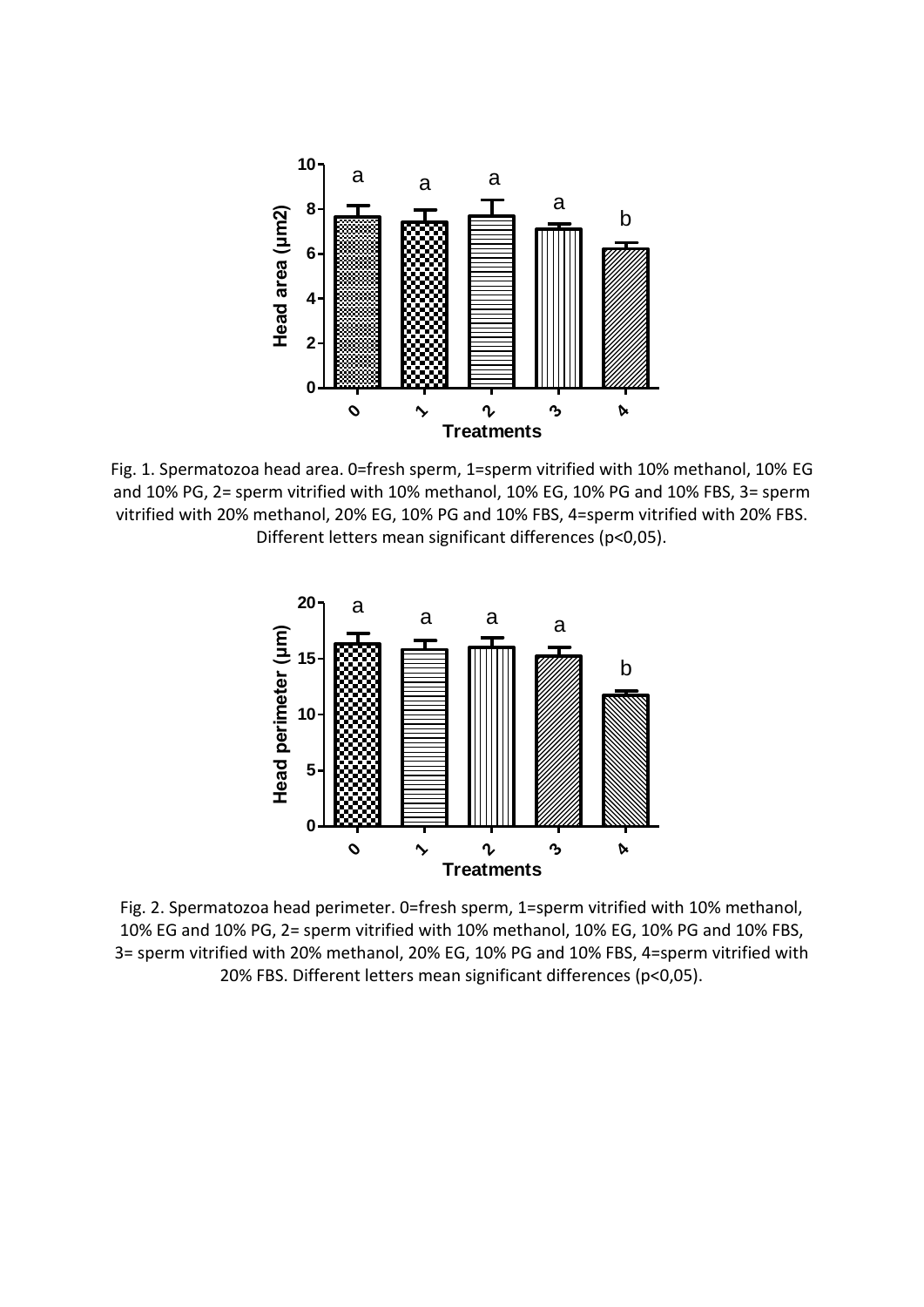Fig. 1. Spermatozoa head area. 0=fresh sperm, 1=sperm vitrified with 10% methanol, 10% EG and 10% PG, 2= sperm vitrified with 10% methanol, 10% EG, 10% PG and 10% FBS, 3= sperm vitrified with 20% methanol, 20% EG, 10% PG and 10% FBS, 4=sperm vitrified with 20% FBS. Different letters mean significant differences (p<0,05).

Fig. 2. Spermatozoa head perimeter. 0=fresh sperm, 1=sperm vitrified with 10% methanol, 10% EG and 10% PG, 2= sperm vitrified with 10% methanol, 10% EG, 10% PG and 10% FBS, 3= sperm vitrified with 20% methanol, 20% EG, 10% PG and 10% FBS, 4=sperm vitrified with 20% FBS. Different letters mean significant differences (p<0,05).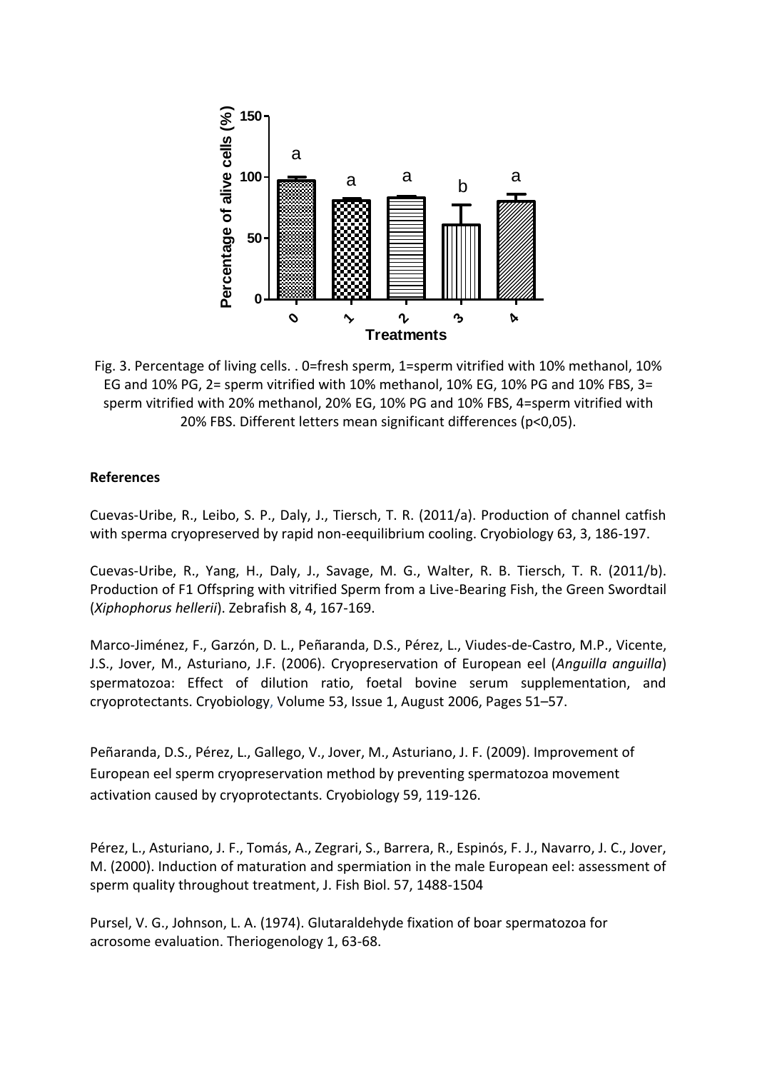Percentage of alive cells (%)

150

100

50

0

a

a

a

b

a

0

1

2

3

4

Treatments

Fig. 3. Percentage of living cells. . 0=fresh sperm, 1=sperm vitrified with 10% methanol, 10% EG and 10% PG, 2= sperm vitrified with 10% methanol, 10% EG, 10% PG and 10% FBS, 3= sperm vitrified with 20% methanol, 20% EG, 10% PG and 10% FBS, 4=sperm vitrified with 20% FBS. Different letters mean significant differences (p<0,05).

**References**

Cuevas-Uribe, R., Leibo, S. P., Daly, J., Tiersch, T. R. (2011/a). Production of channel catfish with sperma cryopreserved by rapid non-eequilibrium cooling. Cryobiology 63, 3, 186-197.

Cuevas-Uribe, R., Yang, H., Daly, J., Savage, M. G., Walter, R. B. Tiersch, T. R. (2011/b). Production of F1 Offspring with vitrified Sperm from a Live-Bearing Fish, the Green Swordtail (*Xiphophorus hellerii*). Zebrafish 8, 4, 167-169.

Marco-Jiménez, F., Garzón, D. L., Peñaranda, D.S., Pérez, L., Viudes-de-Castro, M.P., Vicente, J.S., Jover, M., Asturiano, J.F. (2006). Cryopreservation of European eel (*Anguilla anguilla*) spermatozoa: Effect of dilution ratio, foetal bovine serum supplementation, and cryoprotectants. Cryobiology, Volume 53, Issue 1, August 2006, Pages 51–57.

Peñaranda, D.S., Pérez, L., Gallego, V., Jover, M., Asturiano, J. F. (2009). Improvement of European eel sperm cryopreservation method by preventing spermatozoa movement activation caused by cryoprotectants. Cryobiology 59, 119-126.

Pérez, L., Asturiano, J. F., Tomás, A., Zegrari, S., Barrera, R., Espinós, F. J., Navarro, J. C., Jover, M. (2000). Induction of maturation and spermiation in the male European eel: assessment of sperm quality throughout treatment, J. Fish Biol. 57, 1488-1504

Pursel, V. G., Johnson, L. A. (1974). Glutaraldehyde fixation of boar spermatozoa for acrosome evaluation. Theriogenology 1, 63-68.